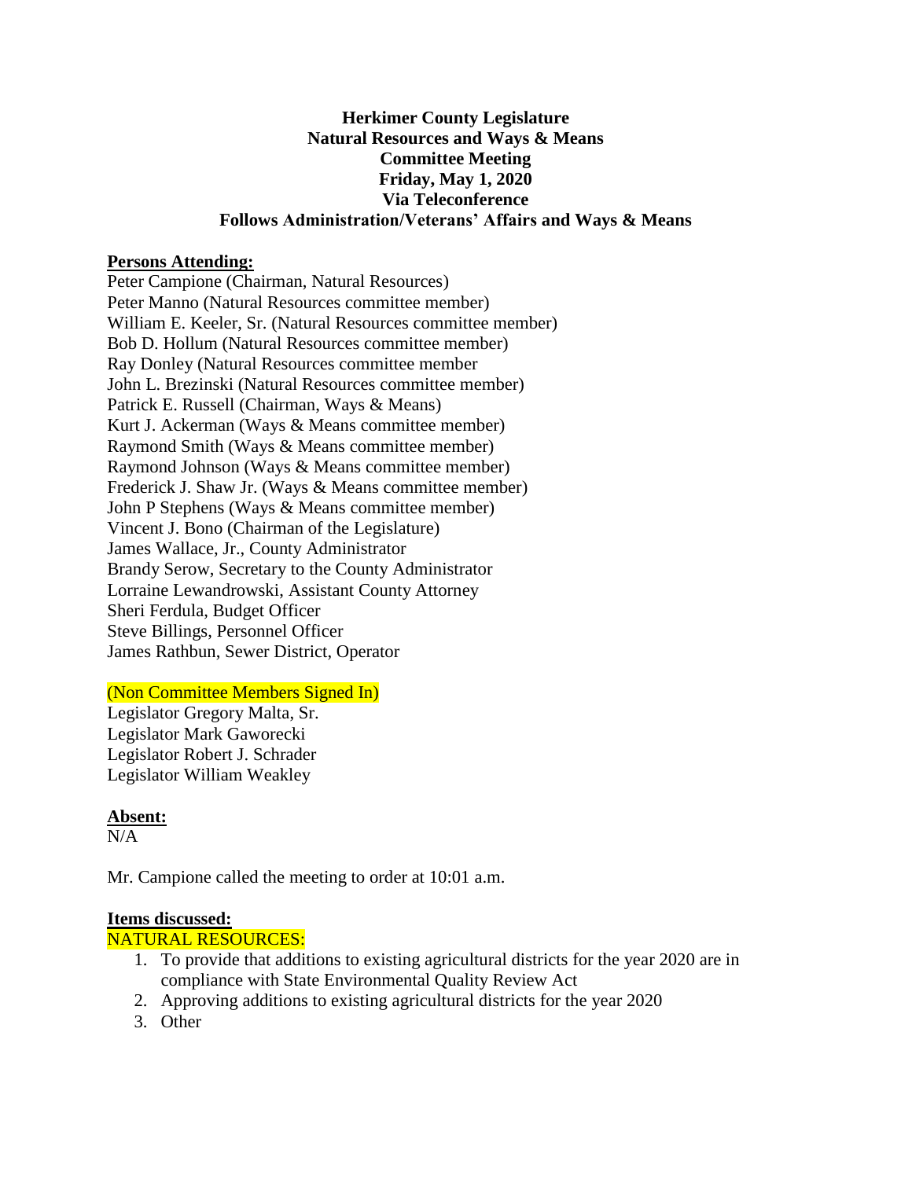**Herkimer County Legislature**
**Natural Resources and Ways & Means**
**Committee Meeting**
**Friday, May 1, 2020**
**Via Teleconference**
**Follows Administration/Veterans' Affairs and Ways & Means**

**Persons Attending:**

Peter Campione (Chairman, Natural Resources)
Peter Manno (Natural Resources committee member)
William E. Keeler, Sr. (Natural Resources committee member)
Bob D. Hollum (Natural Resources committee member)
Ray Donley (Natural Resources committee member
John L. Brezinski (Natural Resources committee member)
Patrick E. Russell (Chairman, Ways & Means)
Kurt J. Ackerman (Ways & Means committee member)
Raymond Smith (Ways & Means committee member)
Raymond Johnson (Ways & Means committee member)
Frederick J. Shaw Jr. (Ways & Means committee member)
John P Stephens (Ways & Means committee member)
Vincent J. Bono (Chairman of the Legislature)
James Wallace, Jr., County Administrator
Brandy Serow, Secretary to the County Administrator
Lorraine Lewandrowski, Assistant County Attorney
Sheri Ferdula, Budget Officer
Steve Billings, Personnel Officer
James Rathbun, Sewer District, Operator

(Non Committee Members Signed In)

Legislator Gregory Malta, Sr.
Legislator Mark Gaworecki
Legislator Robert J. Schrader
Legislator William Weakley

**Absent:**

N/A

Mr. Campione called the meeting to order at 10:01 a.m.

**Items discussed:**

NATURAL RESOURCES:

1. To provide that additions to existing agricultural districts for the year 2020 are in compliance with State Environmental Quality Review Act
2. Approving additions to existing agricultural districts for the year 2020
3. Other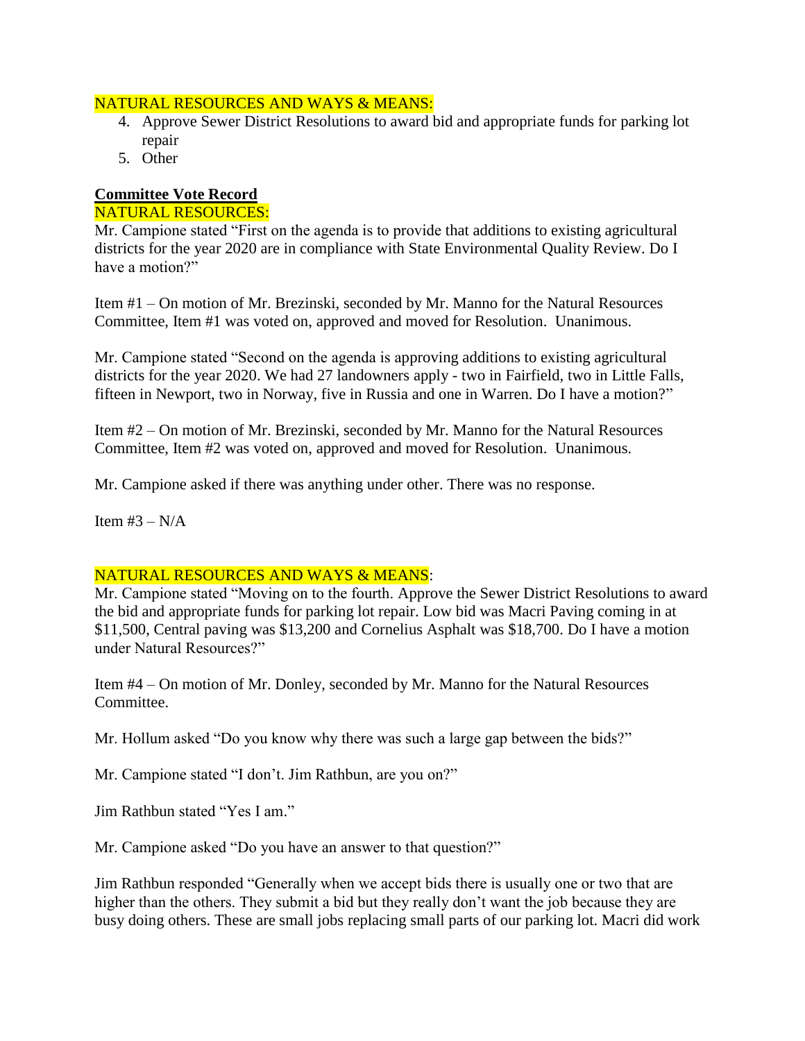NATURAL RESOURCES AND WAYS & MEANS:

4. Approve Sewer District Resolutions to award bid and appropriate funds for parking lot repair
5. Other

**Committee Vote Record**

NATURAL RESOURCES:

Mr. Campione stated "First on the agenda is to provide that additions to existing agricultural districts for the year 2020 are in compliance with State Environmental Quality Review. Do I have a motion?"

Item #1 – On motion of Mr. Brezinski, seconded by Mr. Manno for the Natural Resources Committee, Item #1 was voted on, approved and moved for Resolution. Unanimous.

Mr. Campione stated "Second on the agenda is approving additions to existing agricultural districts for the year 2020. We had 27 landowners apply - two in Fairfield, two in Little Falls, fifteen in Newport, two in Norway, five in Russia and one in Warren. Do I have a motion?"

Item #2 – On motion of Mr. Brezinski, seconded by Mr. Manno for the Natural Resources Committee, Item #2 was voted on, approved and moved for Resolution. Unanimous.

Mr. Campione asked if there was anything under other. There was no response.

Item #3 – N/A

NATURAL RESOURCES AND WAYS & MEANS:

Mr. Campione stated "Moving on to the fourth. Approve the Sewer District Resolutions to award the bid and appropriate funds for parking lot repair. Low bid was Macri Paving coming in at $11,500, Central paving was $13,200 and Cornelius Asphalt was $18,700. Do I have a motion under Natural Resources?"

Item #4 – On motion of Mr. Donley, seconded by Mr. Manno for the Natural Resources Committee.

Mr. Hollum asked "Do you know why there was such a large gap between the bids?"

Mr. Campione stated "I don't. Jim Rathbun, are you on?"

Jim Rathbun stated "Yes I am."

Mr. Campione asked "Do you have an answer to that question?"

Jim Rathbun responded "Generally when we accept bids there is usually one or two that are higher than the others. They submit a bid but they really don't want the job because they are busy doing others. These are small jobs replacing small parts of our parking lot. Macri did work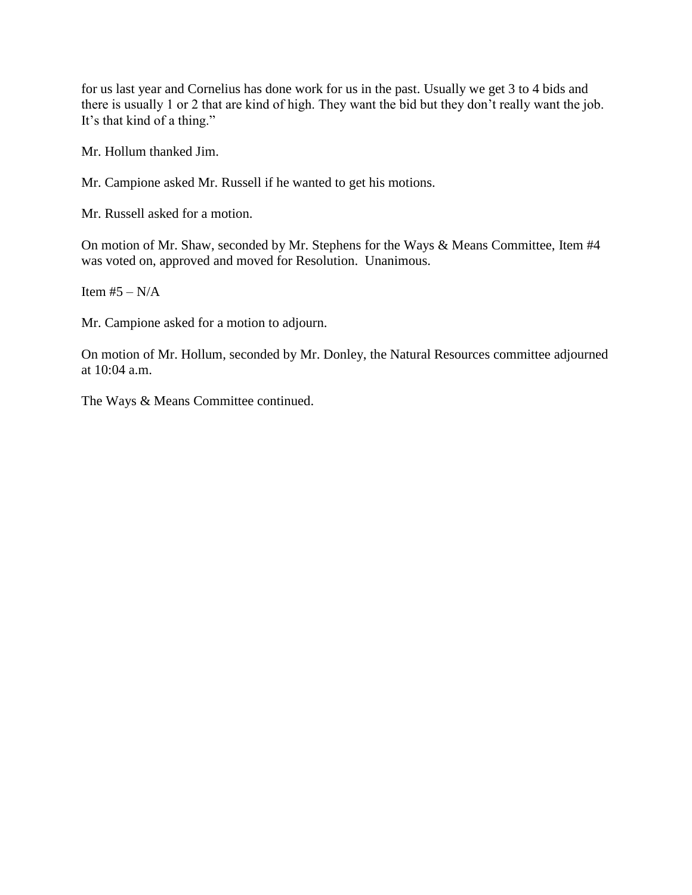for us last year and Cornelius has done work for us in the past. Usually we get 3 to 4 bids and there is usually 1 or 2 that are kind of high. They want the bid but they don't really want the job. It's that kind of a thing."

Mr. Hollum thanked Jim.

Mr. Campione asked Mr. Russell if he wanted to get his motions.

Mr. Russell asked for a motion.

On motion of Mr. Shaw, seconded by Mr. Stephens for the Ways & Means Committee, Item #4 was voted on, approved and moved for Resolution. Unanimous.

Item #5 – N/A

Mr. Campione asked for a motion to adjourn.

On motion of Mr. Hollum, seconded by Mr. Donley, the Natural Resources committee adjourned at 10:04 a.m.

The Ways & Means Committee continued.